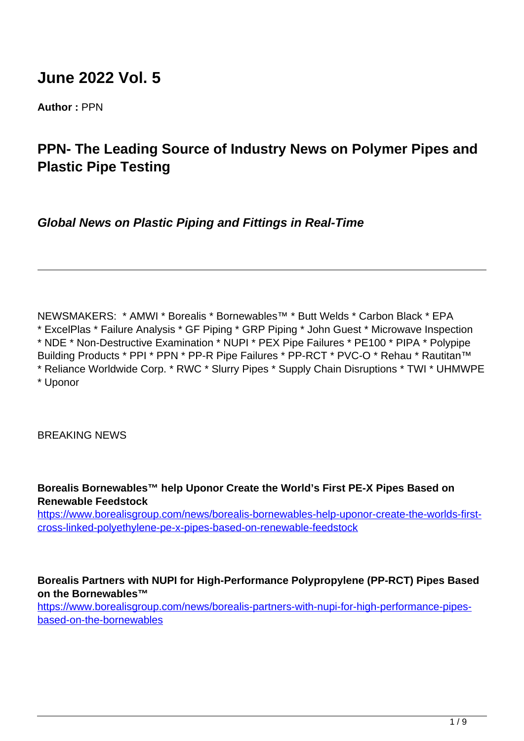# June 2022 Vol. 5

**Author :** PPN

## PPN- The Leading Source of Industry News on Polymer Pipes and Plastic Pipe Testing

***Global News on Plastic Piping and Fittings in Real-Time***

---

NEWSMAKERS: * AMWI * Borealis * Bornewables™ * Butt Welds * Carbon Black * EPA * ExcelPlas * Failure Analysis * GF Piping * GRP Piping * John Guest * Microwave Inspection * NDE * Non-Destructive Examination * NUPI * PEX Pipe Failures * PE100 * PIPA * Polypipe Building Products * PPI * PPN * PP-R Pipe Failures * PP-RCT * PVC-O * Rehau * Rautitan™ * Reliance Worldwide Corp. * RWC * Slurry Pipes * Supply Chain Disruptions * TWI * UHMWPE * Uponor

BREAKING NEWS

**Borealis Bornewables™ help Uponor Create the World's First PE-X Pipes Based on Renewable Feedstock**
https://www.borealisgroup.com/news/borealis-bornewables-help-uponor-create-the-worlds-first-cross-linked-polyethylene-pe-x-pipes-based-on-renewable-feedstock

**Borealis Partners with NUPI for High-Performance Polypropylene (PP-RCT) Pipes Based on the Bornewables™**
https://www.borealisgroup.com/news/borealis-partners-with-nupi-for-high-performance-pipes-based-on-the-bornewables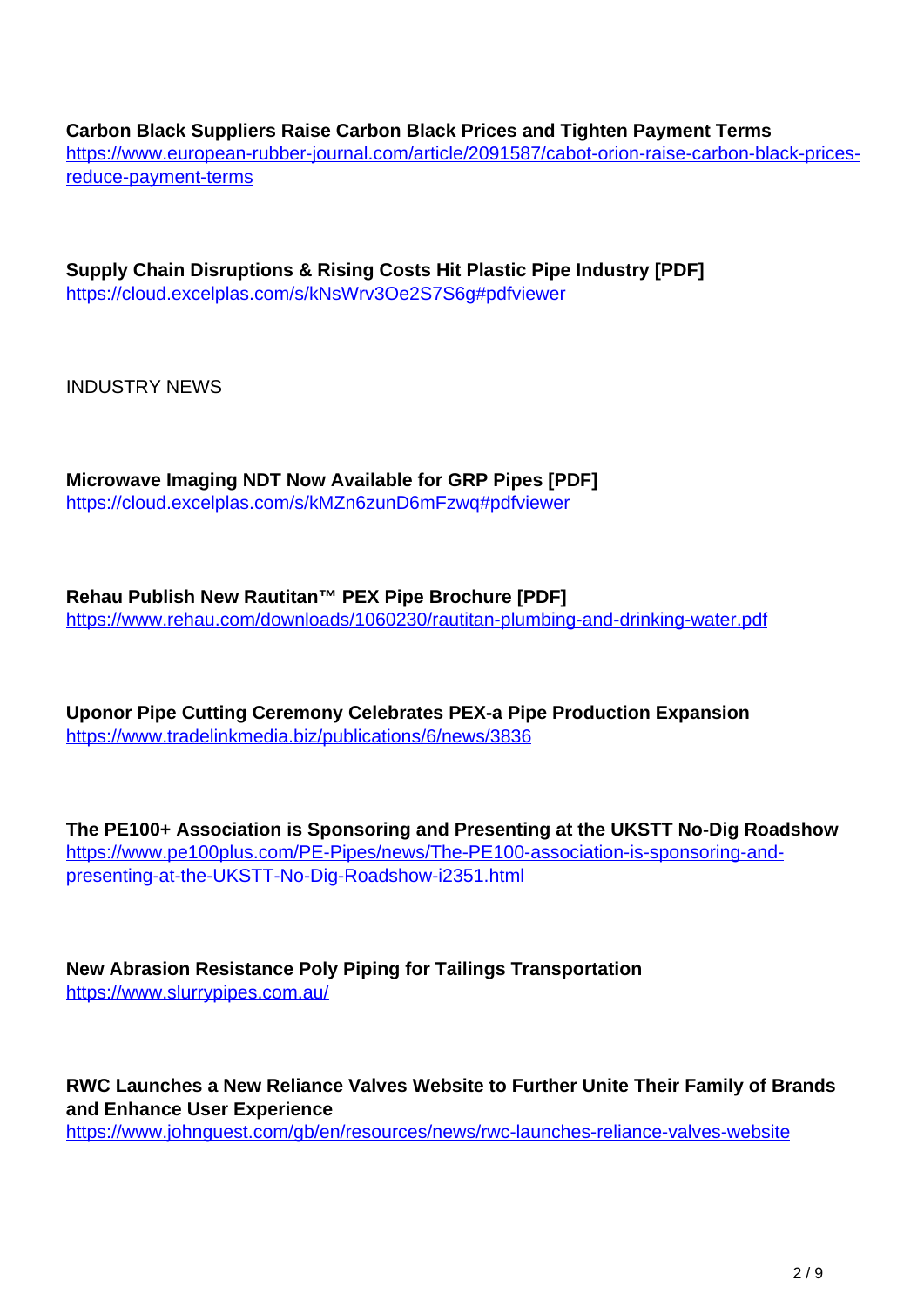**Carbon Black Suppliers Raise Carbon Black Prices and Tighten Payment Terms**
https://www.european-rubber-journal.com/article/2091587/cabot-orion-raise-carbon-black-prices-reduce-payment-terms

**Supply Chain Disruptions & Rising Costs Hit Plastic Pipe Industry [PDF]**
https://cloud.excelplas.com/s/kNsWrv3Oe2S7S6g#pdfviewer

INDUSTRY NEWS

**Microwave Imaging NDT Now Available for GRP Pipes [PDF]**
https://cloud.excelplas.com/s/kMZn6zunD6mFzwq#pdfviewer

**Rehau Publish New Rautitan™ PEX Pipe Brochure [PDF]**
https://www.rehau.com/downloads/1060230/rautitan-plumbing-and-drinking-water.pdf

**Uponor Pipe Cutting Ceremony Celebrates PEX-a Pipe Production Expansion**
https://www.tradelinkmedia.biz/publications/6/news/3836

**The PE100+ Association is Sponsoring and Presenting at the UKSTT No-Dig Roadshow**
https://www.pe100plus.com/PE-Pipes/news/The-PE100-association-is-sponsoring-and-presenting-at-the-UKSTT-No-Dig-Roadshow-i2351.html

**New Abrasion Resistance Poly Piping for Tailings Transportation**
https://www.slurrypipes.com.au/

**RWC Launches a New Reliance Valves Website to Further Unite Their Family of Brands and Enhance User Experience**
https://www.johnguest.com/gb/en/resources/news/rwc-launches-reliance-valves-website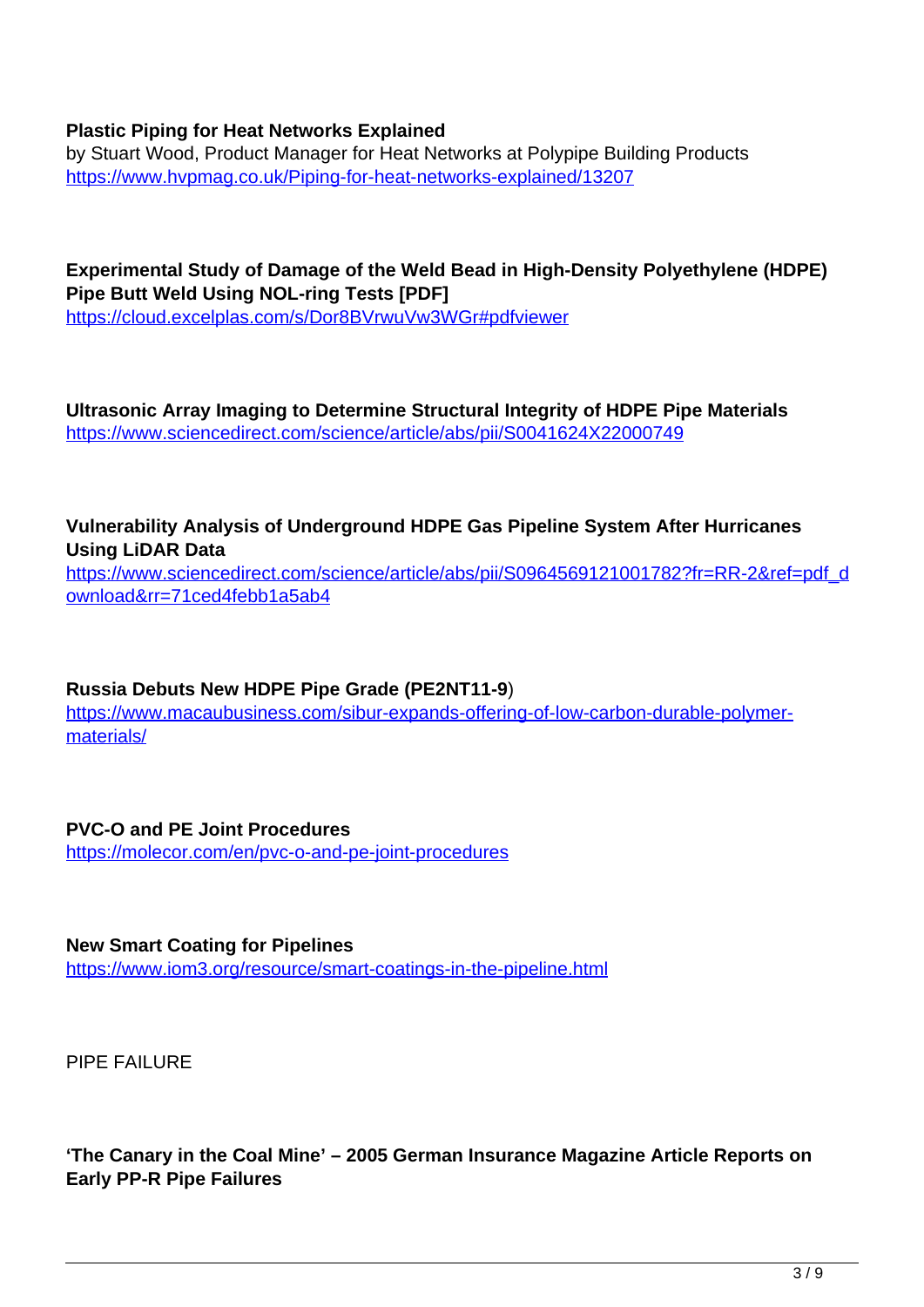**Plastic Piping for Heat Networks Explained**
by Stuart Wood, Product Manager for Heat Networks at Polypipe Building Products
https://www.hvpmag.co.uk/Piping-for-heat-networks-explained/13207

**Experimental Study of Damage of the Weld Bead in High-Density Polyethylene (HDPE) Pipe Butt Weld Using NOL-ring Tests [PDF]**
https://cloud.excelplas.com/s/Dor8BVrwuVw3WGr#pdfviewer

**Ultrasonic Array Imaging to Determine Structural Integrity of HDPE Pipe Materials**
https://www.sciencedirect.com/science/article/abs/pii/S0041624X22000749

**Vulnerability Analysis of Underground HDPE Gas Pipeline System After Hurricanes Using LiDAR Data**
https://www.sciencedirect.com/science/article/abs/pii/S0964569121001782?fr=RR-2&ref=pdf_download&rr=71ced4febb1a5ab4

**Russia Debuts New HDPE Pipe Grade (PE2NT11-9**)
https://www.macaubusiness.com/sibur-expands-offering-of-low-carbon-durable-polymer-materials/

**PVC-O and PE Joint Procedures**
https://molecor.com/en/pvc-o-and-pe-joint-procedures

**New Smart Coating for Pipelines**
https://www.iom3.org/resource/smart-coatings-in-the-pipeline.html

PIPE FAILURE

**'The Canary in the Coal Mine' – 2005 German Insurance Magazine Article Reports on Early PP-R Pipe Failures**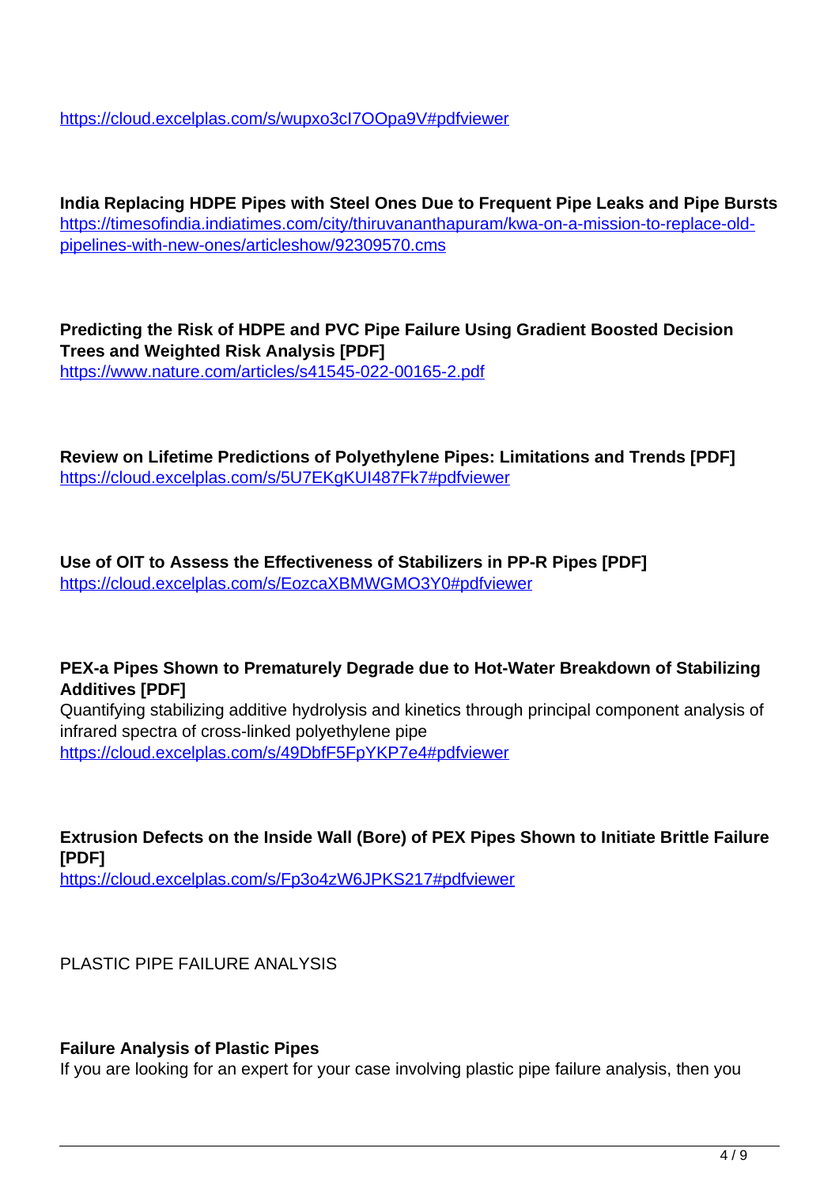https://cloud.excelplas.com/s/wupxo3cI7OOpa9V#pdfviewer

**India Replacing HDPE Pipes with Steel Ones Due to Frequent Pipe Leaks and Pipe Bursts**
https://timesofindia.indiatimes.com/city/thiruvananthapuram/kwa-on-a-mission-to-replace-old-pipelines-with-new-ones/articleshow/92309570.cms

**Predicting the Risk of HDPE and PVC Pipe Failure Using Gradient Boosted Decision Trees and Weighted Risk Analysis [PDF]**
https://www.nature.com/articles/s41545-022-00165-2.pdf

**Review on Lifetime Predictions of Polyethylene Pipes: Limitations and Trends [PDF]**
https://cloud.excelplas.com/s/5U7EKgKUI487Fk7#pdfviewer

**Use of OIT to Assess the Effectiveness of Stabilizers in PP-R Pipes [PDF]**
https://cloud.excelplas.com/s/EozcaXBMWGMO3Y0#pdfviewer

**PEX-a Pipes Shown to Prematurely Degrade due to Hot-Water Breakdown of Stabilizing Additives [PDF]**
Quantifying stabilizing additive hydrolysis and kinetics through principal component analysis of infrared spectra of cross-linked polyethylene pipe
https://cloud.excelplas.com/s/49DbfF5FpYKP7e4#pdfviewer

**Extrusion Defects on the Inside Wall (Bore) of PEX Pipes Shown to Initiate Brittle Failure [PDF]**
https://cloud.excelplas.com/s/Fp3o4zW6JPKS217#pdfviewer

PLASTIC PIPE FAILURE ANALYSIS

**Failure Analysis of Plastic Pipes**
If you are looking for an expert for your case involving plastic pipe failure analysis, then you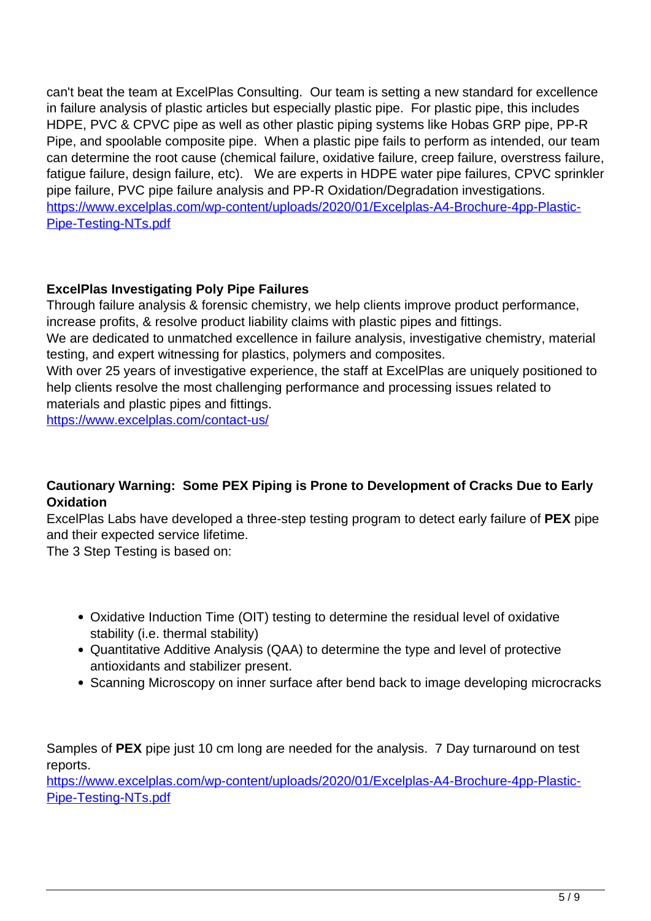can't beat the team at ExcelPlas Consulting.  Our team is setting a new standard for excellence in failure analysis of plastic articles but especially plastic pipe.  For plastic pipe, this includes HDPE, PVC & CPVC pipe as well as other plastic piping systems like Hobas GRP pipe, PP-R Pipe, and spoolable composite pipe.  When a plastic pipe fails to perform as intended, our team can determine the root cause (chemical failure, oxidative failure, creep failure, overstress failure, fatigue failure, design failure, etc).   We are experts in HDPE water pipe failures, CPVC sprinkler pipe failure, PVC pipe failure analysis and PP-R Oxidation/Degradation investigations.
https://www.excelplas.com/wp-content/uploads/2020/01/Excelplas-A4-Brochure-4pp-Plastic-Pipe-Testing-NTs.pdf

**ExcelPlas Investigating Poly Pipe Failures**

Through failure analysis & forensic chemistry, we help clients improve product performance, increase profits, & resolve product liability claims with plastic pipes and fittings.

We are dedicated to unmatched excellence in failure analysis, investigative chemistry, material testing, and expert witnessing for plastics, polymers and composites.

With over 25 years of investigative experience, the staff at ExcelPlas are uniquely positioned to help clients resolve the most challenging performance and processing issues related to materials and plastic pipes and fittings.
https://www.excelplas.com/contact-us/

**Cautionary Warning:  Some PEX Piping is Prone to Development of Cracks Due to Early Oxidation**

ExcelPlas Labs have developed a three-step testing program to detect early failure of **PEX** pipe and their expected service lifetime.

The 3 Step Testing is based on:

- Oxidative Induction Time (OIT) testing to determine the residual level of oxidative stability (i.e. thermal stability)
- Quantitative Additive Analysis (QAA) to determine the type and level of protective antioxidants and stabilizer present.
- Scanning Microscopy on inner surface after bend back to image developing microcracks

Samples of **PEX** pipe just 10 cm long are needed for the analysis.  7 Day turnaround on test reports.
https://www.excelplas.com/wp-content/uploads/2020/01/Excelplas-A4-Brochure-4pp-Plastic-Pipe-Testing-NTs.pdf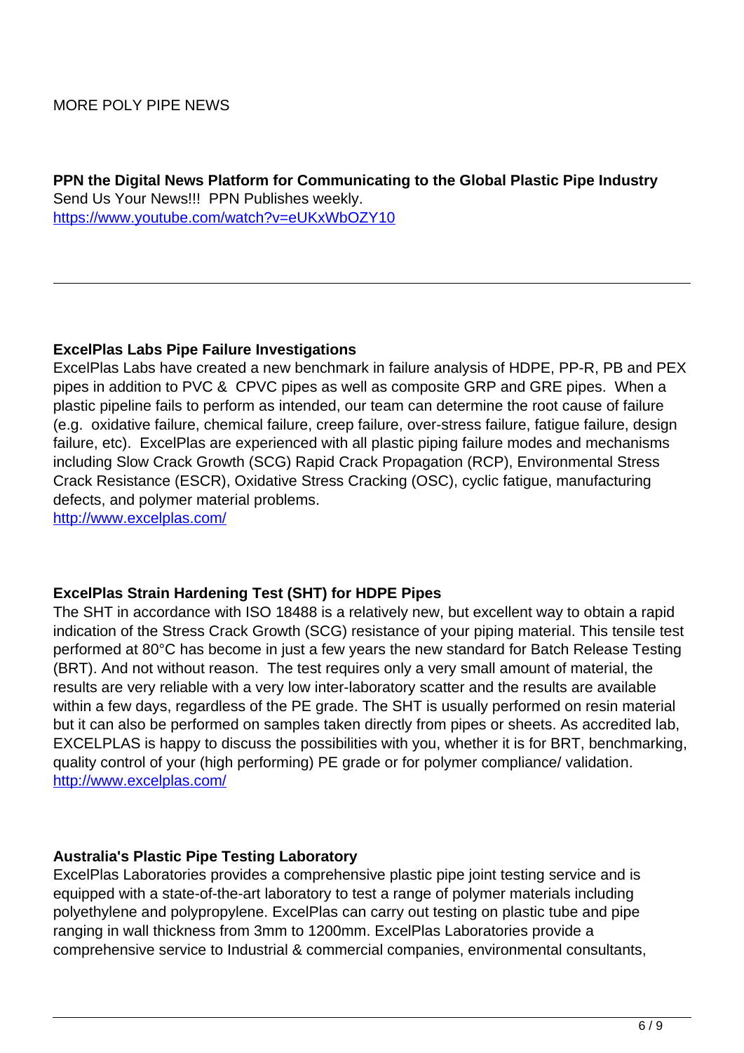MORE POLY PIPE NEWS

**PPN the Digital News Platform for Communicating to the Global Plastic Pipe Industry**
Send Us Your News!!! PPN Publishes weekly.
https://www.youtube.com/watch?v=eUKxWbOZY10

---

**ExcelPlas Labs Pipe Failure Investigations**
ExcelPlas Labs have created a new benchmark in failure analysis of HDPE, PP-R, PB and PEX pipes in addition to PVC & CPVC pipes as well as composite GRP and GRE pipes. When a plastic pipeline fails to perform as intended, our team can determine the root cause of failure (e.g. oxidative failure, chemical failure, creep failure, over-stress failure, fatigue failure, design failure, etc). ExcelPlas are experienced with all plastic piping failure modes and mechanisms including Slow Crack Growth (SCG) Rapid Crack Propagation (RCP), Environmental Stress Crack Resistance (ESCR), Oxidative Stress Cracking (OSC), cyclic fatigue, manufacturing defects, and polymer material problems.
http://www.excelplas.com/

**ExcelPlas Strain Hardening Test (SHT) for HDPE Pipes**
The SHT in accordance with ISO 18488 is a relatively new, but excellent way to obtain a rapid indication of the Stress Crack Growth (SCG) resistance of your piping material. This tensile test performed at 80°C has become in just a few years the new standard for Batch Release Testing (BRT). And not without reason. The test requires only a very small amount of material, the results are very reliable with a very low inter-laboratory scatter and the results are available within a few days, regardless of the PE grade. The SHT is usually performed on resin material but it can also be performed on samples taken directly from pipes or sheets. As accredited lab, EXCELPLAS is happy to discuss the possibilities with you, whether it is for BRT, benchmarking, quality control of your (high performing) PE grade or for polymer compliance/ validation.
http://www.excelplas.com/

**Australia's Plastic Pipe Testing Laboratory**
ExcelPlas Laboratories provides a comprehensive plastic pipe joint testing service and is equipped with a state-of-the-art laboratory to test a range of polymer materials including polyethylene and polypropylene. ExcelPlas can carry out testing on plastic tube and pipe ranging in wall thickness from 3mm to 1200mm. ExcelPlas Laboratories provide a comprehensive service to Industrial & commercial companies, environmental consultants,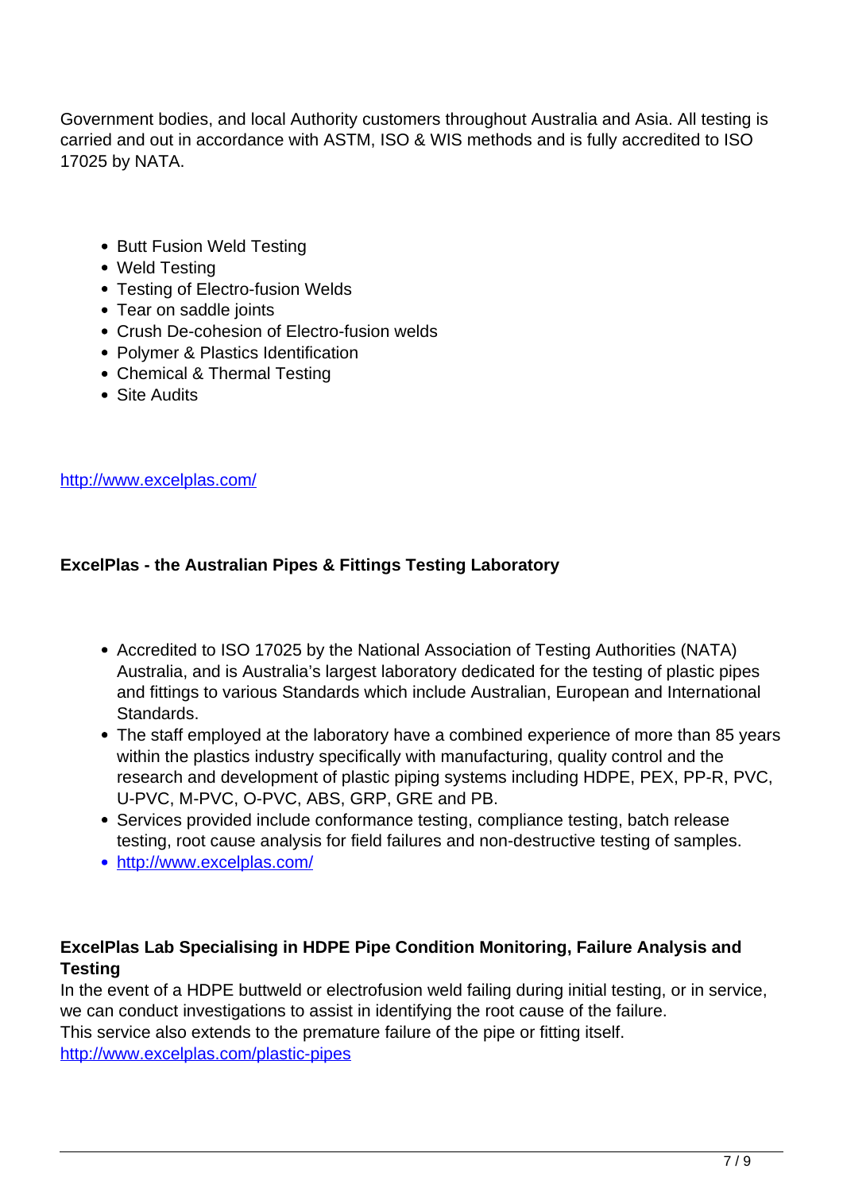Government bodies, and local Authority customers throughout Australia and Asia. All testing is carried and out in accordance with ASTM, ISO & WIS methods and is fully accredited to ISO 17025 by NATA.

- Butt Fusion Weld Testing
- Weld Testing
- Testing of Electro-fusion Welds
- Tear on saddle joints
- Crush De-cohesion of Electro-fusion welds
- Polymer & Plastics Identification
- Chemical & Thermal Testing
- Site Audits

http://www.excelplas.com/

**ExcelPlas - the Australian Pipes & Fittings Testing Laboratory**

- Accredited to ISO 17025 by the National Association of Testing Authorities (NATA) Australia, and is Australia's largest laboratory dedicated for the testing of plastic pipes and fittings to various Standards which include Australian, European and International Standards.
- The staff employed at the laboratory have a combined experience of more than 85 years within the plastics industry specifically with manufacturing, quality control and the research and development of plastic piping systems including HDPE, PEX, PP-R, PVC, U-PVC, M-PVC, O-PVC, ABS, GRP, GRE and PB.
- Services provided include conformance testing, compliance testing, batch release testing, root cause analysis for field failures and non-destructive testing of samples.
- http://www.excelplas.com/

**ExcelPlas Lab Specialising in HDPE Pipe Condition Monitoring, Failure Analysis and Testing**

In the event of a HDPE buttweld or electrofusion weld failing during initial testing, or in service, we can conduct investigations to assist in identifying the root cause of the failure.
This service also extends to the premature failure of the pipe or fitting itself.
http://www.excelplas.com/plastic-pipes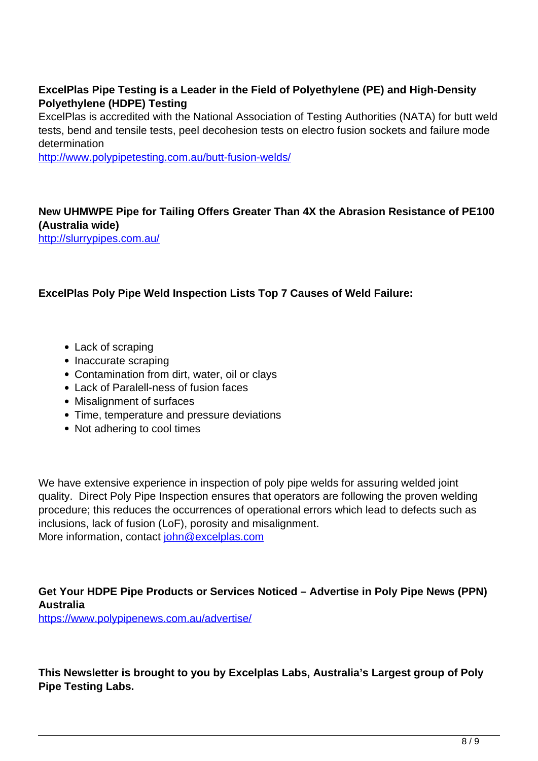**ExcelPlas Pipe Testing is a Leader in the Field of Polyethylene (PE) and High-Density Polyethylene (HDPE) Testing**

ExcelPlas is accredited with the National Association of Testing Authorities (NATA) for butt weld tests, bend and tensile tests, peel decohesion tests on electro fusion sockets and failure mode determination

http://www.polypipetesting.com.au/butt-fusion-welds/

**New UHMWPE Pipe for Tailing Offers Greater Than 4X the Abrasion Resistance of PE100 (Australia wide)**

http://slurrypipes.com.au/

**ExcelPlas Poly Pipe Weld Inspection Lists Top 7 Causes of Weld Failure:**

- Lack of scraping
- Inaccurate scraping
- Contamination from dirt, water, oil or clays
- Lack of Paralell-ness of fusion faces
- Misalignment of surfaces
- Time, temperature and pressure deviations
- Not adhering to cool times

We have extensive experience in inspection of poly pipe welds for assuring welded joint quality. Direct Poly Pipe Inspection ensures that operators are following the proven welding procedure; this reduces the occurrences of operational errors which lead to defects such as inclusions, lack of fusion (LoF), porosity and misalignment.

More information, contact john@excelplas.com

**Get Your HDPE Pipe Products or Services Noticed – Advertise in Poly Pipe News (PPN) Australia**

https://www.polypipenews.com.au/advertise/

**This Newsletter is brought to you by Excelplas Labs, Australia's Largest group of Poly Pipe Testing Labs.**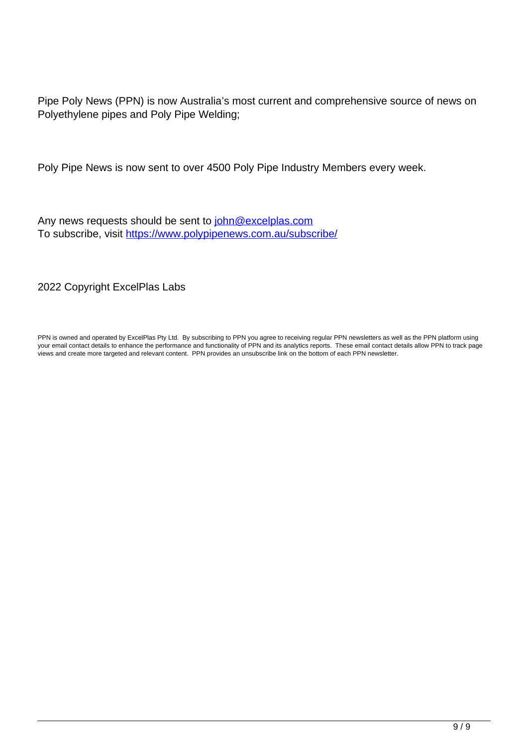Pipe Poly News (PPN) is now Australia's most current and comprehensive source of news on Polyethylene pipes and Poly Pipe Welding;

Poly Pipe News is now sent to over 4500 Poly Pipe Industry Members every week.

Any news requests should be sent to [john@excelplas.com](mailto:john@excelplas.com)
To subscribe, visit [https://www.polypipenews.com.au/subscribe/](https://www.polypipenews.com.au/subscribe/)

2022 Copyright ExcelPlas Labs

PPN is owned and operated by ExcelPlas Pty Ltd. By subscribing to PPN you agree to receiving regular PPN newsletters as well as the PPN platform using your email contact details to enhance the performance and functionality of PPN and its analytics reports. These email contact details allow PPN to track page views and create more targeted and relevant content. PPN provides an unsubscribe link on the bottom of each PPN newsletter.